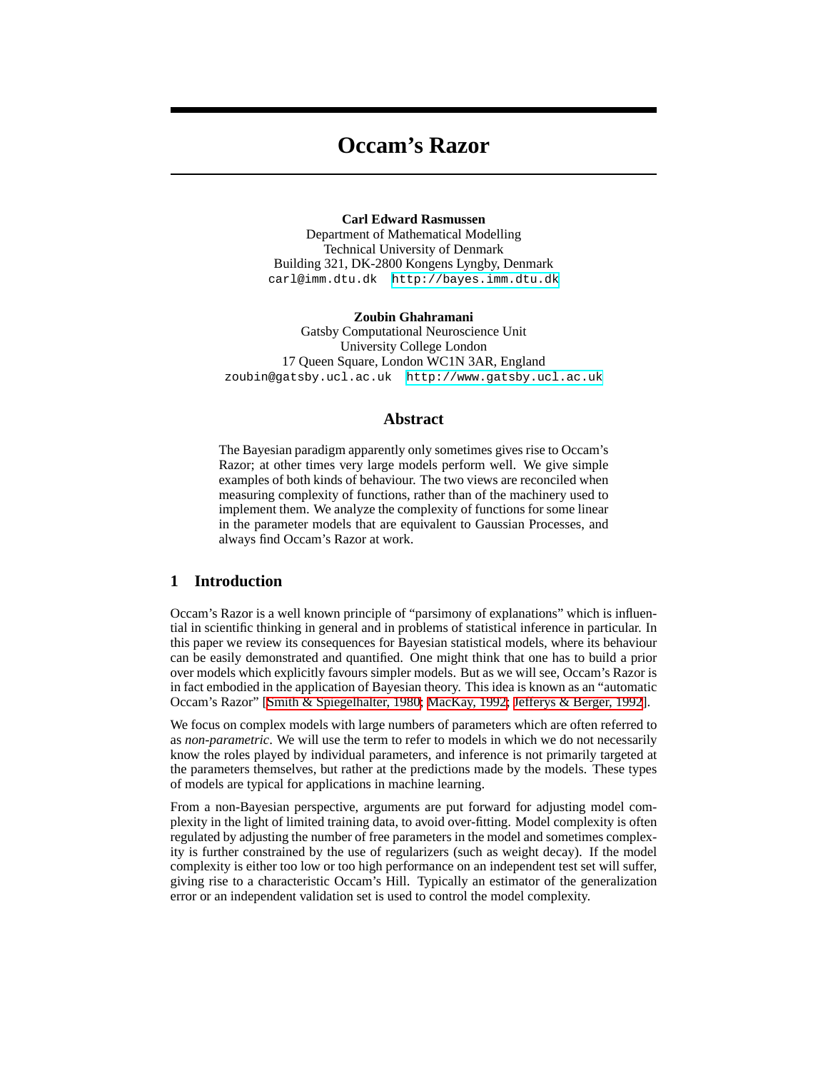# Occam's Razor

**Carl Edward Rasmussen**
Department of Mathematical Modelling
Technical University of Denmark
Building 321, DK-2800 Kongens Lyngby, Denmark
carl@imm.dtu.dk http://bayes.imm.dtu.dk

**Zoubin Ghahramani**
Gatsby Computational Neuroscience Unit
University College London
17 Queen Square, London WC1N 3AR, England
zoubin@gatsby.ucl.ac.uk http://www.gatsby.ucl.ac.uk

## Abstract

The Bayesian paradigm apparently only sometimes gives rise to Occam's Razor; at other times very large models perform well. We give simple examples of both kinds of behaviour. The two views are reconciled when measuring complexity of functions, rather than of the machinery used to implement them. We analyze the complexity of functions for some linear in the parameter models that are equivalent to Gaussian Processes, and always find Occam's Razor at work.

## 1 Introduction

Occam's Razor is a well known principle of "parsimony of explanations" which is influential in scientific thinking in general and in problems of statistical inference in particular. In this paper we review its consequences for Bayesian statistical models, where its behaviour can be easily demonstrated and quantified. One might think that one has to build a prior over models which explicitly favours simpler models. But as we will see, Occam's Razor is in fact embodied in the application of Bayesian theory. This idea is known as an "automatic Occam's Razor" [Smith & Spiegelhalter, 1980; MacKay, 1992; Jefferys & Berger, 1992].

We focus on complex models with large numbers of parameters which are often referred to as *non-parametric*. We will use the term to refer to models in which we do not necessarily know the roles played by individual parameters, and inference is not primarily targeted at the parameters themselves, but rather at the predictions made by the models. These types of models are typical for applications in machine learning.

From a non-Bayesian perspective, arguments are put forward for adjusting model complexity in the light of limited training data, to avoid over-fitting. Model complexity is often regulated by adjusting the number of free parameters in the model and sometimes complexity is further constrained by the use of regularizers (such as weight decay). If the model complexity is either too low or too high performance on an independent test set will suffer, giving rise to a characteristic Occam's Hill. Typically an estimator of the generalization error or an independent validation set is used to control the model complexity.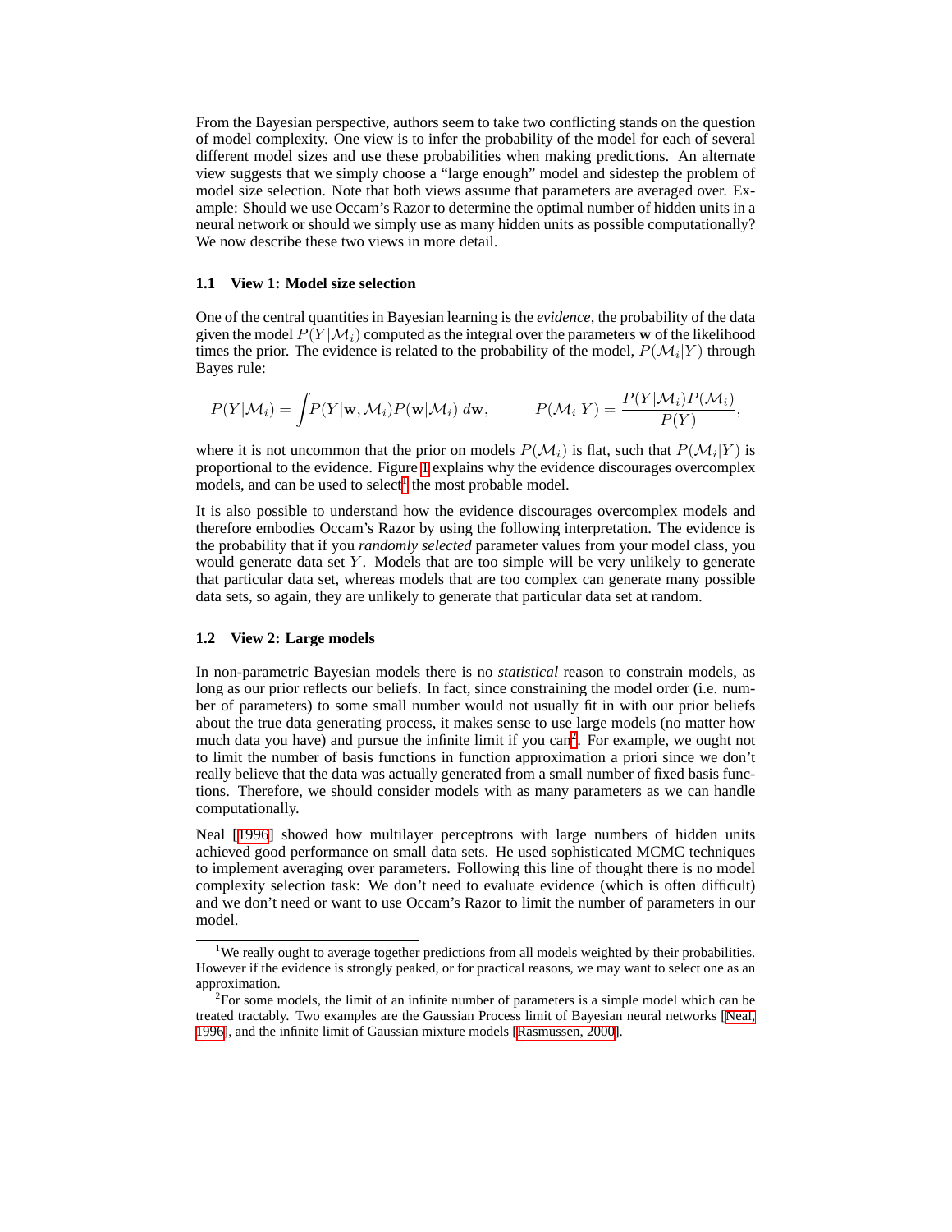From the Bayesian perspective, authors seem to take two conflicting stands on the question of model complexity. One view is to infer the probability of the model for each of several different model sizes and use these probabilities when making predictions. An alternate view suggests that we simply choose a "large enough" model and sidestep the problem of model size selection. Note that both views assume that parameters are averaged over. Example: Should we use Occam's Razor to determine the optimal number of hidden units in a neural network or should we simply use as many hidden units as possible computationally? We now describe these two views in more detail.

### 1.1 View 1: Model size selection

One of the central quantities in Bayesian learning is the *evidence*, the probability of the data given the model $P(Y|\mathcal{M}_i)$ computed as the integral over the parameters $\mathbf{w}$ of the likelihood times the prior. The evidence is related to the probability of the model, $P(\mathcal{M}_i|Y)$ through Bayes rule:

$$P(Y|\mathcal{M}_i) = \int P(Y|\mathbf{w}, \mathcal{M}_i) P(\mathbf{w}|\mathcal{M}_i) \, d\mathbf{w}, \qquad P(\mathcal{M}_i|Y) = \frac{P(Y|\mathcal{M}_i)P(\mathcal{M}_i)}{P(Y)},$$

where it is not uncommon that the prior on models $P(\mathcal{M}_i)$ is flat, such that $P(\mathcal{M}_i|Y)$ is proportional to the evidence. Figure 1 explains why the evidence discourages overcomplex models, and can be used to select[1] the most probable model.

It is also possible to understand how the evidence discourages overcomplex models and therefore embodies Occam's Razor by using the following interpretation. The evidence is the probability that if you *randomly selected* parameter values from your model class, you would generate data set $Y$. Models that are too simple will be very unlikely to generate that particular data set, whereas models that are too complex can generate many possible data sets, so again, they are unlikely to generate that particular data set at random.

### 1.2 View 2: Large models

In non-parametric Bayesian models there is no *statistical* reason to constrain models, as long as our prior reflects our beliefs. In fact, since constraining the model order (i.e. number of parameters) to some small number would not usually fit in with our prior beliefs about the true data generating process, it makes sense to use large models (no matter how much data you have) and pursue the infinite limit if you can[2]. For example, we ought not to limit the number of basis functions in function approximation a priori since we don't really believe that the data was actually generated from a small number of fixed basis functions. Therefore, we should consider models with as many parameters as we can handle computationally.

Neal [1996] showed how multilayer perceptrons with large numbers of hidden units achieved good performance on small data sets. He used sophisticated MCMC techniques to implement averaging over parameters. Following this line of thought there is no model complexity selection task: We don't need to evaluate evidence (which is often difficult) and we don't need or want to use Occam's Razor to limit the number of parameters in our model.

---

[1] We really ought to average together predictions from all models weighted by their probabilities. However if the evidence is strongly peaked, or for practical reasons, we may want to select one as an approximation.

[2] For some models, the limit of an infinite number of parameters is a simple model which can be treated tractably. Two examples are the Gaussian Process limit of Bayesian neural networks [Neal, 1996], and the infinite limit of Gaussian mixture models [Rasmussen, 2000].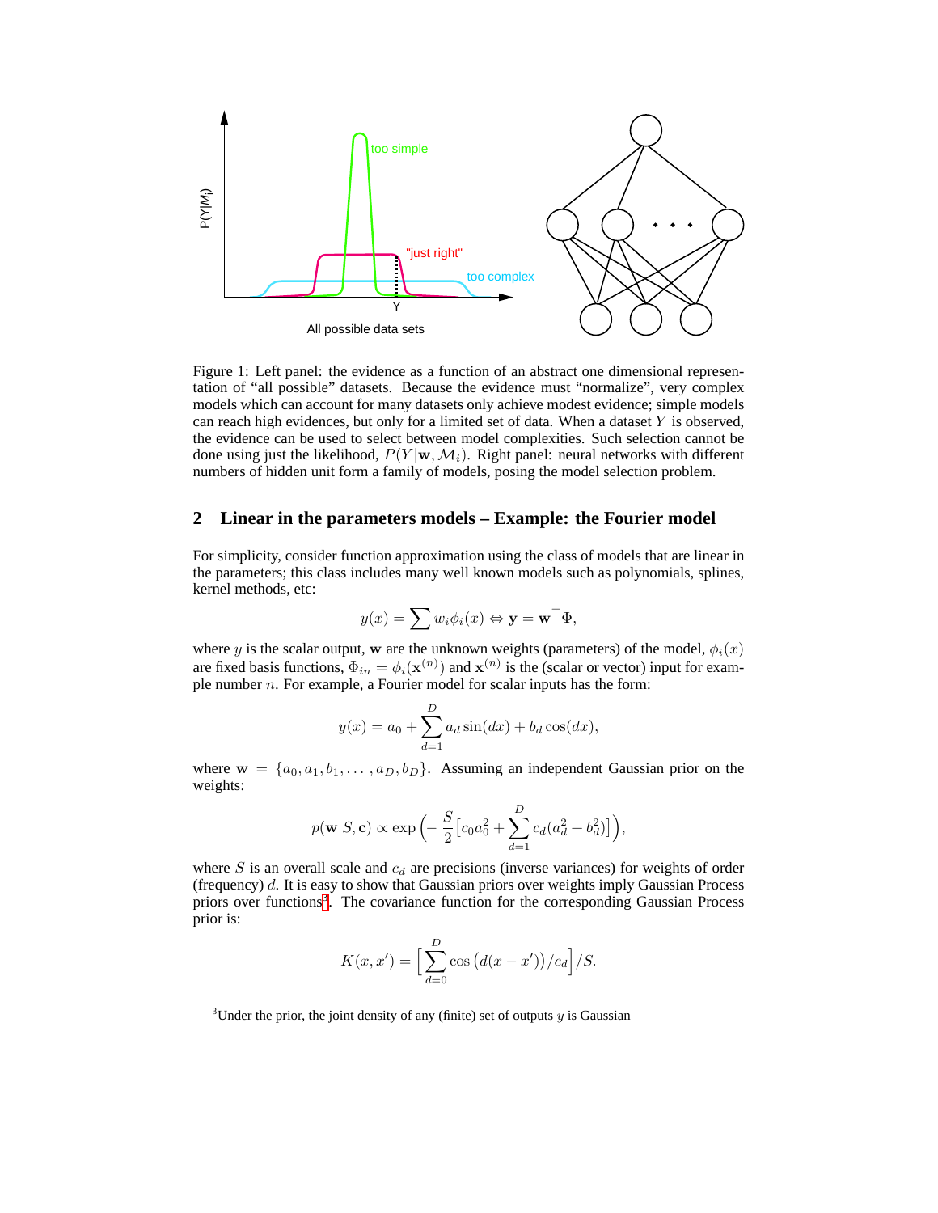Figure 1: Left panel: the evidence as a function of an abstract one dimensional representation of "all possible" datasets. Because the evidence must "normalize", very complex models which can account for many datasets only achieve modest evidence; simple models can reach high evidences, but only for a limited set of data. When a dataset $Y$ is observed, the evidence can be used to select between model complexities. Such selection cannot be done using just the likelihood, $P(Y|\mathbf{w}, \mathcal{M}_i)$. Right panel: neural networks with different numbers of hidden unit form a family of models, posing the model selection problem.

## 2 Linear in the parameters models – Example: the Fourier model

For simplicity, consider function approximation using the class of models that are linear in the parameters; this class includes many well known models such as polynomials, splines, kernel methods, etc:

$$y(x) = \sum w_i \phi_i(x) \Leftrightarrow \mathbf{y} = \mathbf{w}^\top \Phi,$$

where $y$ is the scalar output, $\mathbf{w}$ are the unknown weights (parameters) of the model, $\phi_i(x)$ are fixed basis functions, $\Phi_{in} = \phi_i(\mathbf{x}^{(n)})$ and $\mathbf{x}^{(n)}$ is the (scalar or vector) input for example number $n$. For example, a Fourier model for scalar inputs has the form:

$$y(x) = a_0 + \sum_{d=1}^{D} a_d \sin(dx) + b_d \cos(dx),$$

where $\mathbf{w} = \{a_0, a_1, b_1, \ldots, a_D, b_D\}$. Assuming an independent Gaussian prior on the weights:

$$p(\mathbf{w}|S, \mathbf{c}) \propto \exp\Big(-\frac{S}{2}\big[c_0 a_0^2 + \sum_{d=1}^{D} c_d(a_d^2 + b_d^2)\big]\Big),$$

where $S$ is an overall scale and $c_d$ are precisions (inverse variances) for weights of order (frequency) $d$. It is easy to show that Gaussian priors over weights imply Gaussian Process priors over functions[3]. The covariance function for the corresponding Gaussian Process prior is:

$$K(x, x') = \Big[\sum_{d=0}^{D} \cos\big(d(x - x')\big)/c_d\Big]/S.$$

[3] Under the prior, the joint density of any (finite) set of outputs $y$ is Gaussian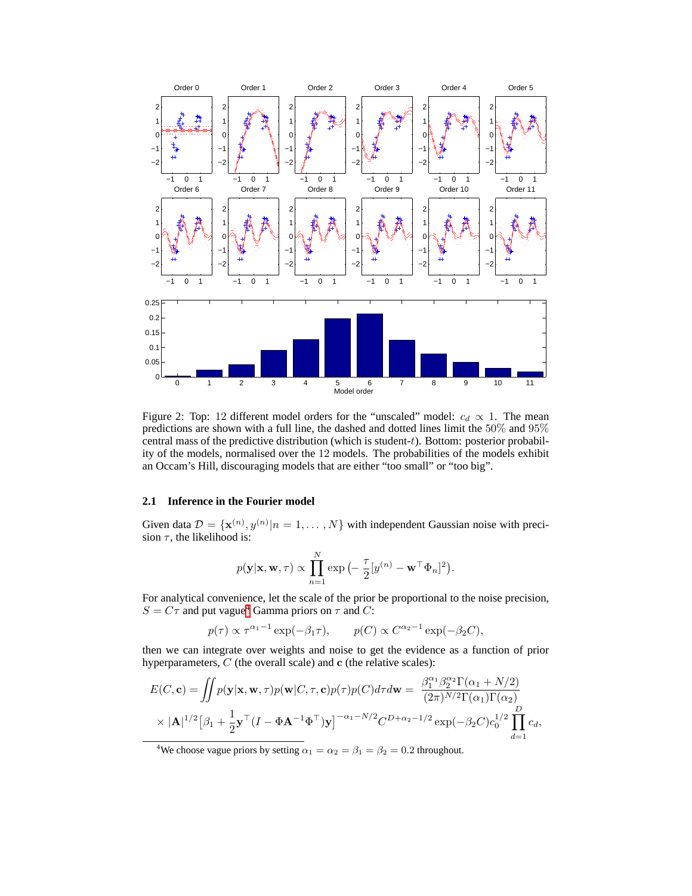Figure 2: Top: 12 different model orders for the "unscaled" model: $c_d \propto 1$. The mean predictions are shown with a full line, the dashed and dotted lines limit the 50% and 95% central mass of the predictive distribution (which is student-$t$). Bottom: posterior probability of the models, normalised over the 12 models. The probabilities of the models exhibit an Occam's Hill, discouraging models that are either "too small" or "too big".

### 2.1 Inference in the Fourier model

Given data $\mathcal{D} = \{\mathbf{x}^{(n)}, y^{(n)} | n = 1, \dots, N\}$ with independent Gaussian noise with precision $\tau$, the likelihood is:

$$p(\mathbf{y}|\mathbf{x}, \mathbf{w}, \tau) \propto \prod_{n=1}^{N} \exp\big(-\frac{\tau}{2}[y^{(n)} - \mathbf{w}^\top \Phi_n]^2\big).$$

For analytical convenience, let the scale of the prior be proportional to the noise precision, $S = C\tau$ and put vague[4] Gamma priors on $\tau$ and $C$:

$$p(\tau) \propto \tau^{\alpha_1 - 1} \exp(-\beta_1 \tau), \qquad p(C) \propto C^{\alpha_2 - 1} \exp(-\beta_2 C),$$

then we can integrate over weights and noise to get the evidence as a function of prior hyperparameters, $C$ (the overall scale) and $\mathbf{c}$ (the relative scales):

$$E(C, \mathbf{c}) = \iint p(\mathbf{y}|\mathbf{x}, \mathbf{w}, \tau) p(\mathbf{w}|C, \tau, \mathbf{c}) p(\tau) p(C) d\tau d\mathbf{w} = \frac{\beta_1^{\alpha_1} \beta_2^{\alpha_2} \Gamma(\alpha_1 + N/2)}{(2\pi)^{N/2} \Gamma(\alpha_1) \Gamma(\alpha_2)}$$
$$\times |\mathbf{A}|^{1/2} \big[\beta_1 + \frac{1}{2} \mathbf{y}^\top (I - \Phi \mathbf{A}^{-1} \Phi^\top) \mathbf{y}\big]^{-\alpha_1 - N/2} C^{D + \alpha_2 - 1/2} \exp(-\beta_2 C) c_0^{1/2} \prod_{d=1}^{D} c_d,$$

[4]We choose vague priors by setting $\alpha_1 = \alpha_2 = \beta_1 = \beta_2 = 0.2$ throughout.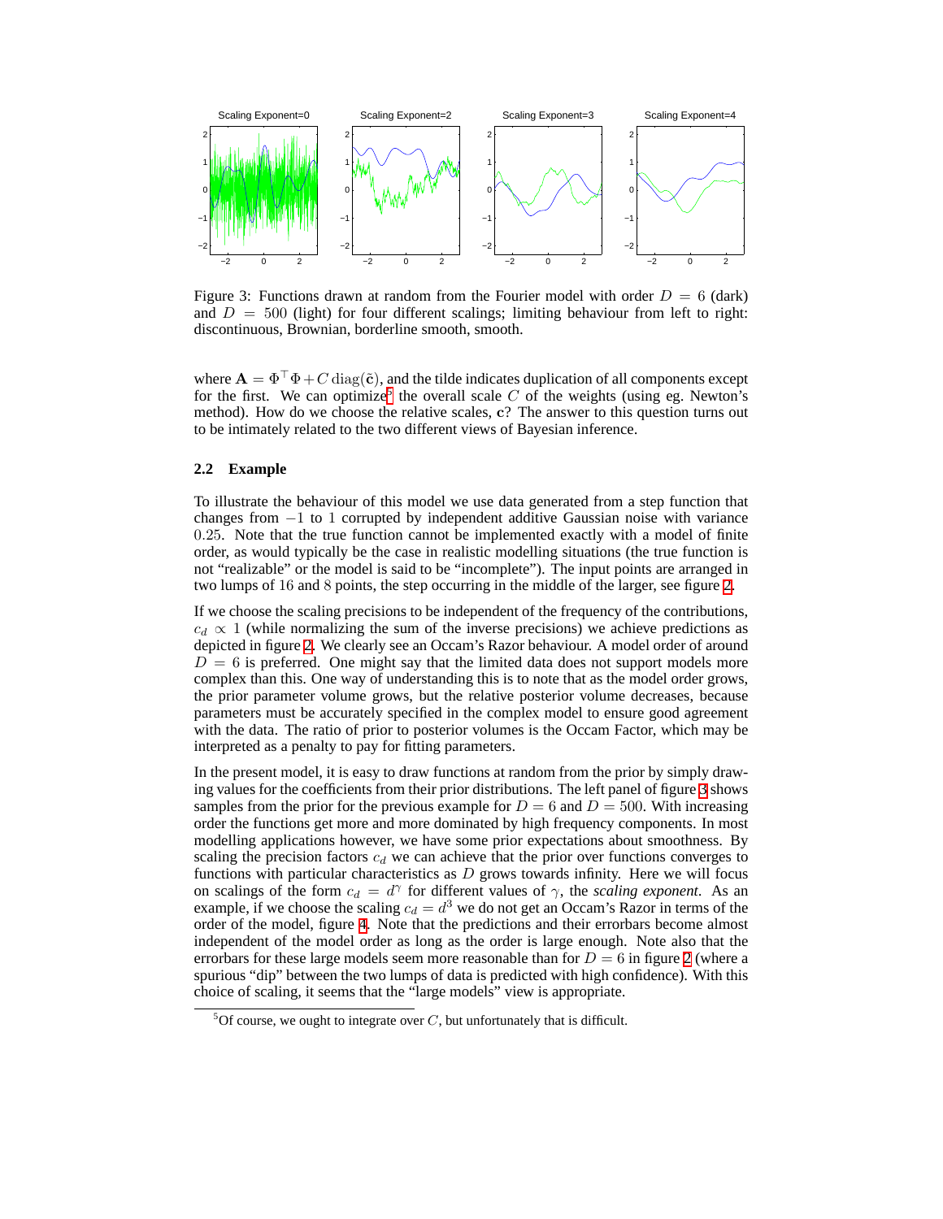Figure 3: Functions drawn at random from the Fourier model with order $D = 6$ (dark) and $D = 500$ (light) for four different scalings; limiting behaviour from left to right: discontinuous, Brownian, borderline smooth, smooth.

where $\mathbf{A} = \Phi^\top \Phi + C \operatorname{diag}(\tilde{\mathbf{c}})$, and the tilde indicates duplication of all components except for the first. We can optimize[5] the overall scale $C$ of the weights (using eg. Newton's method). How do we choose the relative scales, $\mathbf{c}$? The answer to this question turns out to be intimately related to the two different views of Bayesian inference.

### 2.2 Example

To illustrate the behaviour of this model we use data generated from a step function that changes from $-1$ to $1$ corrupted by independent additive Gaussian noise with variance $0.25$. Note that the true function cannot be implemented exactly with a model of finite order, as would typically be the case in realistic modelling situations (the true function is not "realizable" or the model is said to be "incomplete"). The input points are arranged in two lumps of $16$ and $8$ points, the step occurring in the middle of the larger, see figure 2.

If we choose the scaling precisions to be independent of the frequency of the contributions, $c_d \propto 1$ (while normalizing the sum of the inverse precisions) we achieve predictions as depicted in figure 2. We clearly see an Occam's Razor behaviour. A model order of around $D = 6$ is preferred. One might say that the limited data does not support models more complex than this. One way of understanding this is to note that as the model order grows, the prior parameter volume grows, but the relative posterior volume decreases, because parameters must be accurately specified in the complex model to ensure good agreement with the data. The ratio of prior to posterior volumes is the Occam Factor, which may be interpreted as a penalty to pay for fitting parameters.

In the present model, it is easy to draw functions at random from the prior by simply drawing values for the coefficients from their prior distributions. The left panel of figure 3 shows samples from the prior for the previous example for $D = 6$ and $D = 500$. With increasing order the functions get more and more dominated by high frequency components. In most modelling applications however, we have some prior expectations about smoothness. By scaling the precision factors $c_d$ we can achieve that the prior over functions converges to functions with particular characteristics as $D$ grows towards infinity. Here we will focus on scalings of the form $c_d = d^\gamma$ for different values of $\gamma$, the *scaling exponent*. As an example, if we choose the scaling $c_d = d^3$ we do not get an Occam's Razor in terms of the order of the model, figure 4. Note that the predictions and their errorbars become almost independent of the model order as long as the order is large enough. Note also that the errorbars for these large models seem more reasonable than for $D = 6$ in figure 2 (where a spurious "dip" between the two lumps of data is predicted with high confidence). With this choice of scaling, it seems that the "large models" view is appropriate.

[5] Of course, we ought to integrate over $C$, but unfortunately that is difficult.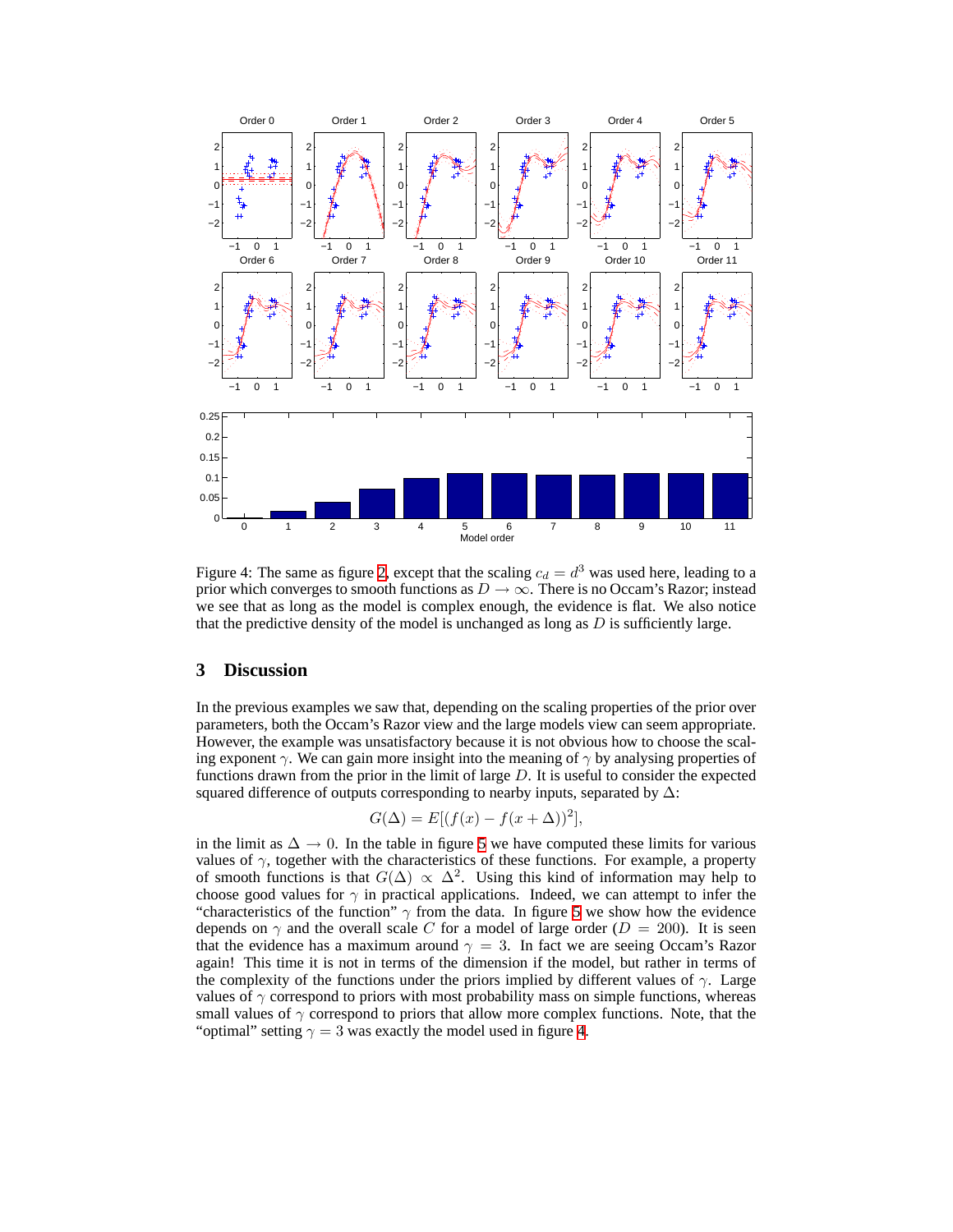Figure 4: The same as figure 2, except that the scaling $c_d = d^3$ was used here, leading to a prior which converges to smooth functions as $D \to \infty$. There is no Occam's Razor; instead we see that as long as the model is complex enough, the evidence is flat. We also notice that the predictive density of the model is unchanged as long as $D$ is sufficiently large.

## 3 Discussion

In the previous examples we saw that, depending on the scaling properties of the prior over parameters, both the Occam's Razor view and the large models view can seem appropriate. However, the example was unsatisfactory because it is not obvious how to choose the scaling exponent $\gamma$. We can gain more insight into the meaning of $\gamma$ by analysing properties of functions drawn from the prior in the limit of large $D$. It is useful to consider the expected squared difference of outputs corresponding to nearby inputs, separated by $\Delta$:

$$G(\Delta) = E[(f(x) - f(x + \Delta))^2],$$

in the limit as $\Delta \to 0$. In the table in figure 5 we have computed these limits for various values of $\gamma$, together with the characteristics of these functions. For example, a property of smooth functions is that $G(\Delta) \propto \Delta^2$. Using this kind of information may help to choose good values for $\gamma$ in practical applications. Indeed, we can attempt to infer the "characteristics of the function" $\gamma$ from the data. In figure 5 we show how the evidence depends on $\gamma$ and the overall scale $C$ for a model of large order ($D = 200$). It is seen that the evidence has a maximum around $\gamma = 3$. In fact we are seeing Occam's Razor again! This time it is not in terms of the dimension if the model, but rather in terms of the complexity of the functions under the priors implied by different values of $\gamma$. Large values of $\gamma$ correspond to priors with most probability mass on simple functions, whereas small values of $\gamma$ correspond to priors that allow more complex functions. Note, that the "optimal" setting $\gamma = 3$ was exactly the model used in figure 4.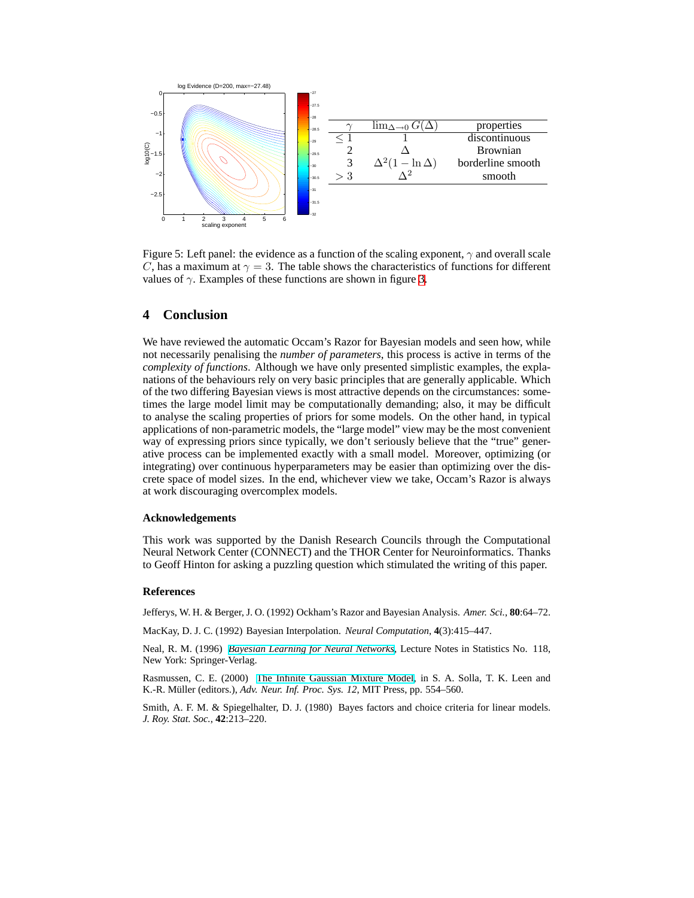log Evidence (D=200, max=−27.48)

log10(C)

scaling exponent

0
−0.5
−1
−1.5
−2
−2.5

0 1 2 3 4 5 6

−27
−27.5
−28
−28.5
−29
−29.5
−30
−30.5
−31
−31.5
−32

| $\gamma$ | $\lim_{\Delta\to 0} G(\Delta)$ | properties |
|---|---|---|
| $\leq 1$ | 1 | discontinuous |
| 2 | $\Delta$ | Brownian |
| 3 | $\Delta^2(1 - \ln\Delta)$ | borderline smooth |
| $> 3$ | $\Delta^2$ | smooth |

Figure 5: Left panel: the evidence as a function of the scaling exponent, $\gamma$ and overall scale $C$, has a maximum at $\gamma = 3$. The table shows the characteristics of functions for different values of $\gamma$. Examples of these functions are shown in figure 3.

## 4 Conclusion

We have reviewed the automatic Occam's Razor for Bayesian models and seen how, while not necessarily penalising the *number of parameters*, this process is active in terms of the *complexity of functions*. Although we have only presented simplistic examples, the explanations of the behaviours rely on very basic principles that are generally applicable. Which of the two differing Bayesian views is most attractive depends on the circumstances: sometimes the large model limit may be computationally demanding; also, it may be difficult to analyse the scaling properties of priors for some models. On the other hand, in typical applications of non-parametric models, the "large model" view may be the most convenient way of expressing priors since typically, we don't seriously believe that the "true" generative process can be implemented exactly with a small model. Moreover, optimizing (or integrating) over continuous hyperparameters may be easier than optimizing over the discrete space of model sizes. In the end, whichever view we take, Occam's Razor is always at work discouraging overcomplex models.

### Acknowledgements

This work was supported by the Danish Research Councils through the Computational Neural Network Center (CONNECT) and the THOR Center for Neuroinformatics. Thanks to Geoff Hinton for asking a puzzling question which stimulated the writing of this paper.

### References

Jefferys, W. H. & Berger, J. O. (1992) Ockham's Razor and Bayesian Analysis. *Amer. Sci.*, **80**:64–72.

MacKay, D. J. C. (1992) Bayesian Interpolation. *Neural Computation*, **4**(3):415–447.

Neal, R. M. (1996) *Bayesian Learning for Neural Networks*, Lecture Notes in Statistics No. 118, New York: Springer-Verlag.

Rasmussen, C. E. (2000) The Infinite Gaussian Mixture Model, in S. A. Solla, T. K. Leen and K.-R. Müller (editors.), *Adv. Neur. Inf. Proc. Sys. 12*, MIT Press, pp. 554–560.

Smith, A. F. M. & Spiegelhalter, D. J. (1980) Bayes factors and choice criteria for linear models. *J. Roy. Stat. Soc.*, **42**:213–220.